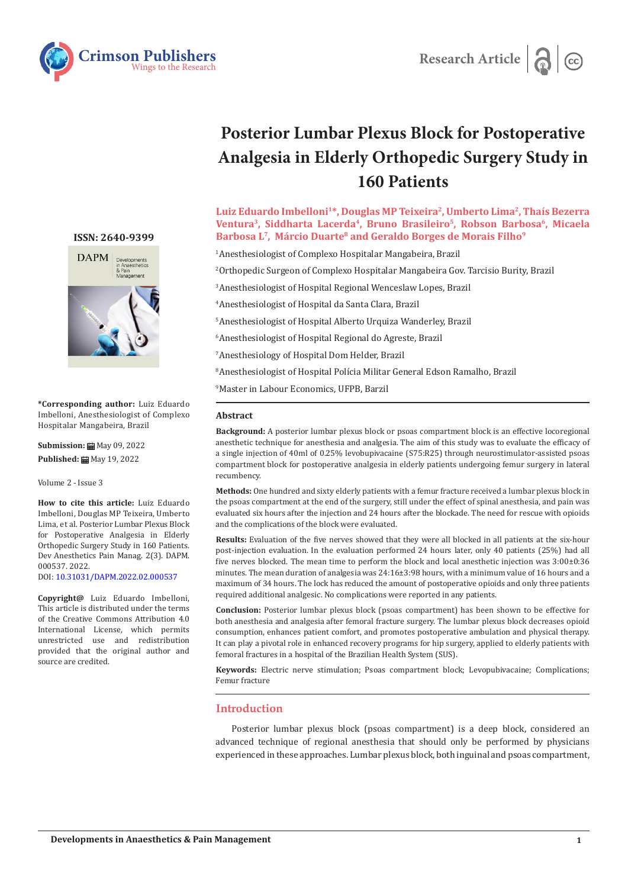Research Article

# Posterior Lumbar Plexus Block for Postoperative Analgesia in Elderly Orthopedic Surgery Study in 160 Patients

**Luiz Eduardo Imbelloni[1]*, Douglas MP Teixeira[2], Umberto Lima[2], Thaís Bezerra Ventura[3], Siddharta Lacerda[4], Bruno Brasileiro[5], Robson Barbosa[6], Micaela Barbosa L[7], Márcio Duarte[8] and Geraldo Borges de Morais Filho[9]**

[1]Anesthesiologist of Complexo Hospitalar Mangabeira, Brazil

[2]Orthopedic Surgeon of Complexo Hospitalar Mangabeira Gov. Tarcisio Burity, Brazil

[3]Anesthesiologist of Hospital Regional Wenceslaw Lopes, Brazil

[4]Anesthesiologist of Hospital da Santa Clara, Brazil

[5]Anesthesiologist of Hospital Alberto Urquiza Wanderley, Brazil

[6]Anesthesiologist of Hospital Regional do Agreste, Brazil

[7]Anesthesiology of Hospital Dom Helder, Brazil

[8]Anesthesiologist of Hospital Polícia Militar General Edson Ramalho, Brazil

[9]Master in Labour Economics, UFPB, Barzil

**ISSN: 2640-9399**

**\*Corresponding author:** Luiz Eduardo Imbelloni, Anesthesiologist of Complexo Hospitalar Mangabeira, Brazil

**Submission:** May 09, 2022

**Published:** May 19, 2022

Volume 2 - Issue 3

**How to cite this article:** Luiz Eduardo Imbelloni, Douglas MP Teixeira, Umberto Lima, et al. Posterior Lumbar Plexus Block for Postoperative Analgesia in Elderly Orthopedic Surgery Study in 160 Patients. Dev Anesthetics Pain Manag. 2(3). DAPM. 000537. 2022.
DOI: 10.31031/DAPM.2022.02.000537

**Copyright@** Luiz Eduardo Imbelloni, This article is distributed under the terms of the Creative Commons Attribution 4.0 International License, which permits unrestricted use and redistribution provided that the original author and source are credited.

## Abstract

**Background:** A posterior lumbar plexus block or psoas compartment block is an effective locoregional anesthetic technique for anesthesia and analgesia. The aim of this study was to evaluate the efficacy of a single injection of 40ml of 0.25% levobupivacaine (S75:R25) through neurostimulator-assisted psoas compartment block for postoperative analgesia in elderly patients undergoing femur surgery in lateral recumbency.

**Methods:** One hundred and sixty elderly patients with a femur fracture received a lumbar plexus block in the psoas compartment at the end of the surgery, still under the effect of spinal anesthesia, and pain was evaluated six hours after the injection and 24 hours after the blockade. The need for rescue with opioids and the complications of the block were evaluated.

**Results:** Evaluation of the five nerves showed that they were all blocked in all patients at the six-hour post-injection evaluation. In the evaluation performed 24 hours later, only 40 patients (25%) had all five nerves blocked. The mean time to perform the block and local anesthetic injection was 3:00±0:36 minutes. The mean duration of analgesia was 24:16±3:98 hours, with a minimum value of 16 hours and a maximum of 34 hours. The lock has reduced the amount of postoperative opioids and only three patients required additional analgesic. No complications were reported in any patients.

**Conclusion:** Posterior lumbar plexus block (psoas compartment) has been shown to be effective for both anesthesia and analgesia after femoral fracture surgery. The lumbar plexus block decreases opioid consumption, enhances patient comfort, and promotes postoperative ambulation and physical therapy. It can play a pivotal role in enhanced recovery programs for hip surgery, applied to elderly patients with femoral fractures in a hospital of the Brazilian Health System (SUS).

**Keywords:** Electric nerve stimulation; Psoas compartment block; Levopubivacaine; Complications; Femur fracture

## Introduction

Posterior lumbar plexus block (psoas compartment) is a deep block, considered an advanced technique of regional anesthesia that should only be performed by physicians experienced in these approaches. Lumbar plexus block, both inguinal and psoas compartment,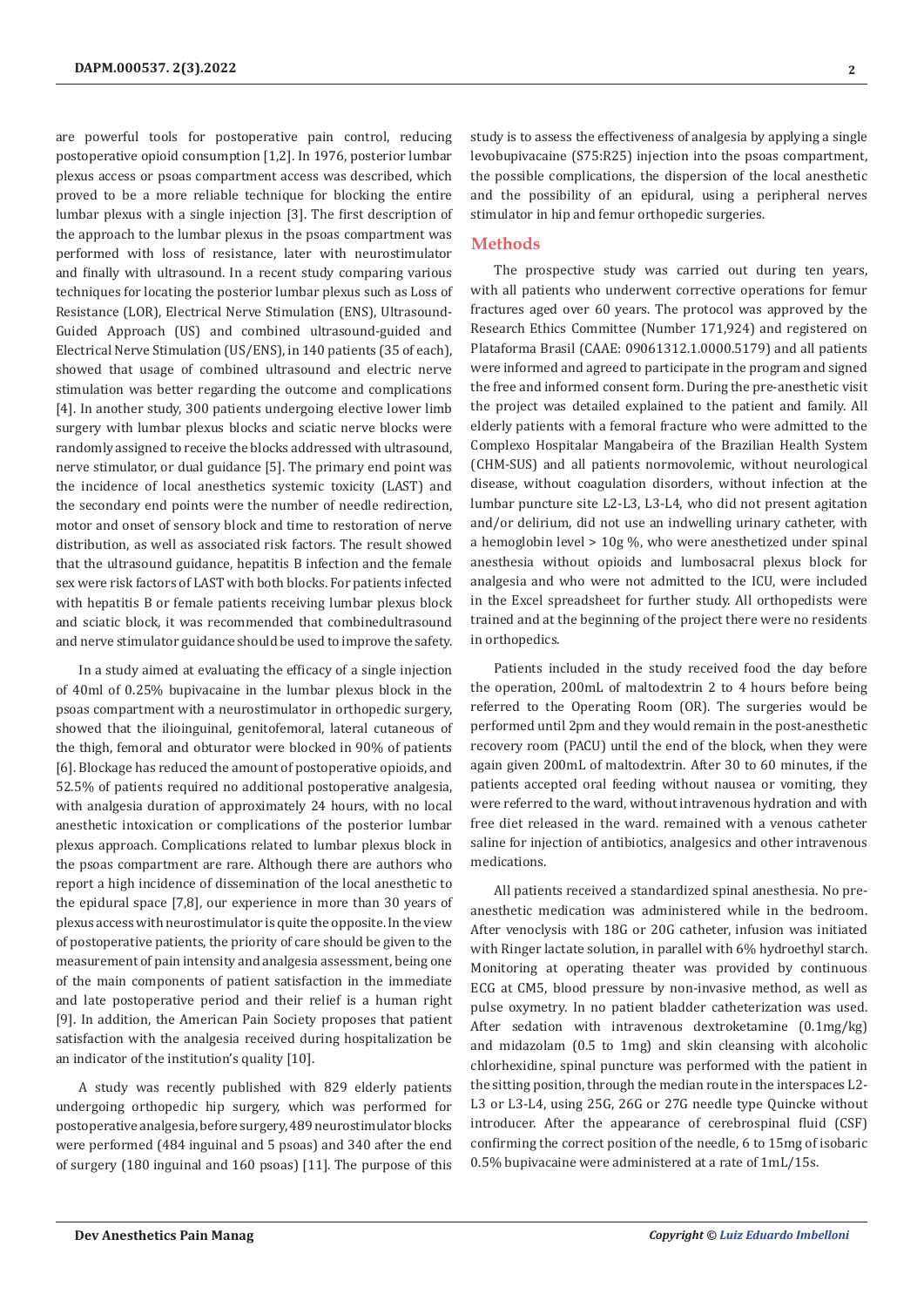are powerful tools for postoperative pain control, reducing postoperative opioid consumption [1,2]. In 1976, posterior lumbar plexus access or psoas compartment access was described, which proved to be a more reliable technique for blocking the entire lumbar plexus with a single injection [3]. The first description of the approach to the lumbar plexus in the psoas compartment was performed with loss of resistance, later with neurostimulator and finally with ultrasound. In a recent study comparing various techniques for locating the posterior lumbar plexus such as Loss of Resistance (LOR), Electrical Nerve Stimulation (ENS), Ultrasound-Guided Approach (US) and combined ultrasound-guided and Electrical Nerve Stimulation (US/ENS), in 140 patients (35 of each), showed that usage of combined ultrasound and electric nerve stimulation was better regarding the outcome and complications [4]. In another study, 300 patients undergoing elective lower limb surgery with lumbar plexus blocks and sciatic nerve blocks were randomly assigned to receive the blocks addressed with ultrasound, nerve stimulator, or dual guidance [5]. The primary end point was the incidence of local anesthetics systemic toxicity (LAST) and the secondary end points were the number of needle redirection, motor and onset of sensory block and time to restoration of nerve distribution, as well as associated risk factors. The result showed that the ultrasound guidance, hepatitis B infection and the female sex were risk factors of LAST with both blocks. For patients infected with hepatitis B or female patients receiving lumbar plexus block and sciatic block, it was recommended that combinedultrasound and nerve stimulator guidance should be used to improve the safety.

In a study aimed at evaluating the efficacy of a single injection of 40ml of 0.25% bupivacaine in the lumbar plexus block in the psoas compartment with a neurostimulator in orthopedic surgery, showed that the ilioinguinal, genitofemoral, lateral cutaneous of the thigh, femoral and obturator were blocked in 90% of patients [6]. Blockage has reduced the amount of postoperative opioids, and 52.5% of patients required no additional postoperative analgesia, with analgesia duration of approximately 24 hours, with no local anesthetic intoxication or complications of the posterior lumbar plexus approach. Complications related to lumbar plexus block in the psoas compartment are rare. Although there are authors who report a high incidence of dissemination of the local anesthetic to the epidural space [7,8], our experience in more than 30 years of plexus access with neurostimulator is quite the opposite. In the view of postoperative patients, the priority of care should be given to the measurement of pain intensity and analgesia assessment, being one of the main components of patient satisfaction in the immediate and late postoperative period and their relief is a human right [9]. In addition, the American Pain Society proposes that patient satisfaction with the analgesia received during hospitalization be an indicator of the institution's quality [10].

A study was recently published with 829 elderly patients undergoing orthopedic hip surgery, which was performed for postoperative analgesia, before surgery, 489 neurostimulator blocks were performed (484 inguinal and 5 psoas) and 340 after the end of surgery (180 inguinal and 160 psoas) [11]. The purpose of this study is to assess the effectiveness of analgesia by applying a single levobupivacaine (S75:R25) injection into the psoas compartment, the possible complications, the dispersion of the local anesthetic and the possibility of an epidural, using a peripheral nerves stimulator in hip and femur orthopedic surgeries.

## Methods

The prospective study was carried out during ten years, with all patients who underwent corrective operations for femur fractures aged over 60 years. The protocol was approved by the Research Ethics Committee (Number 171,924) and registered on Plataforma Brasil (CAAE: 09061312.1.0000.5179) and all patients were informed and agreed to participate in the program and signed the free and informed consent form. During the pre-anesthetic visit the project was detailed explained to the patient and family. All elderly patients with a femoral fracture who were admitted to the Complexo Hospitalar Mangabeira of the Brazilian Health System (CHM-SUS) and all patients normovolemic, without neurological disease, without coagulation disorders, without infection at the lumbar puncture site L2-L3, L3-L4, who did not present agitation and/or delirium, did not use an indwelling urinary catheter, with a hemoglobin level > 10g %, who were anesthetized under spinal anesthesia without opioids and lumbosacral plexus block for analgesia and who were not admitted to the ICU, were included in the Excel spreadsheet for further study. All orthopedists were trained and at the beginning of the project there were no residents in orthopedics.

Patients included in the study received food the day before the operation, 200mL of maltodextrin 2 to 4 hours before being referred to the Operating Room (OR). The surgeries would be performed until 2pm and they would remain in the post-anesthetic recovery room (PACU) until the end of the block, when they were again given 200mL of maltodextrin. After 30 to 60 minutes, if the patients accepted oral feeding without nausea or vomiting, they were referred to the ward, without intravenous hydration and with free diet released in the ward. remained with a venous catheter saline for injection of antibiotics, analgesics and other intravenous medications.

All patients received a standardized spinal anesthesia. No pre-anesthetic medication was administered while in the bedroom. After venoclysis with 18G or 20G catheter, infusion was initiated with Ringer lactate solution, in parallel with 6% hydroethyl starch. Monitoring at operating theater was provided by continuous ECG at CM5, blood pressure by non-invasive method, as well as pulse oximetry. In no patient bladder catheterization was used. After sedation with intravenous dextroketamine (0.1mg/kg) and midazolam (0.5 to 1mg) and skin cleansing with alcoholic chlorhexidine, spinal puncture was performed with the patient in the sitting position, through the median route in the interspaces L2-L3 or L3-L4, using 25G, 26G or 27G needle type Quincke without introducer. After the appearance of cerebrospinal fluid (CSF) confirming the correct position of the needle, 6 to 15mg of isobaric 0.5% bupivacaine were administered at a rate of 1mL/15s.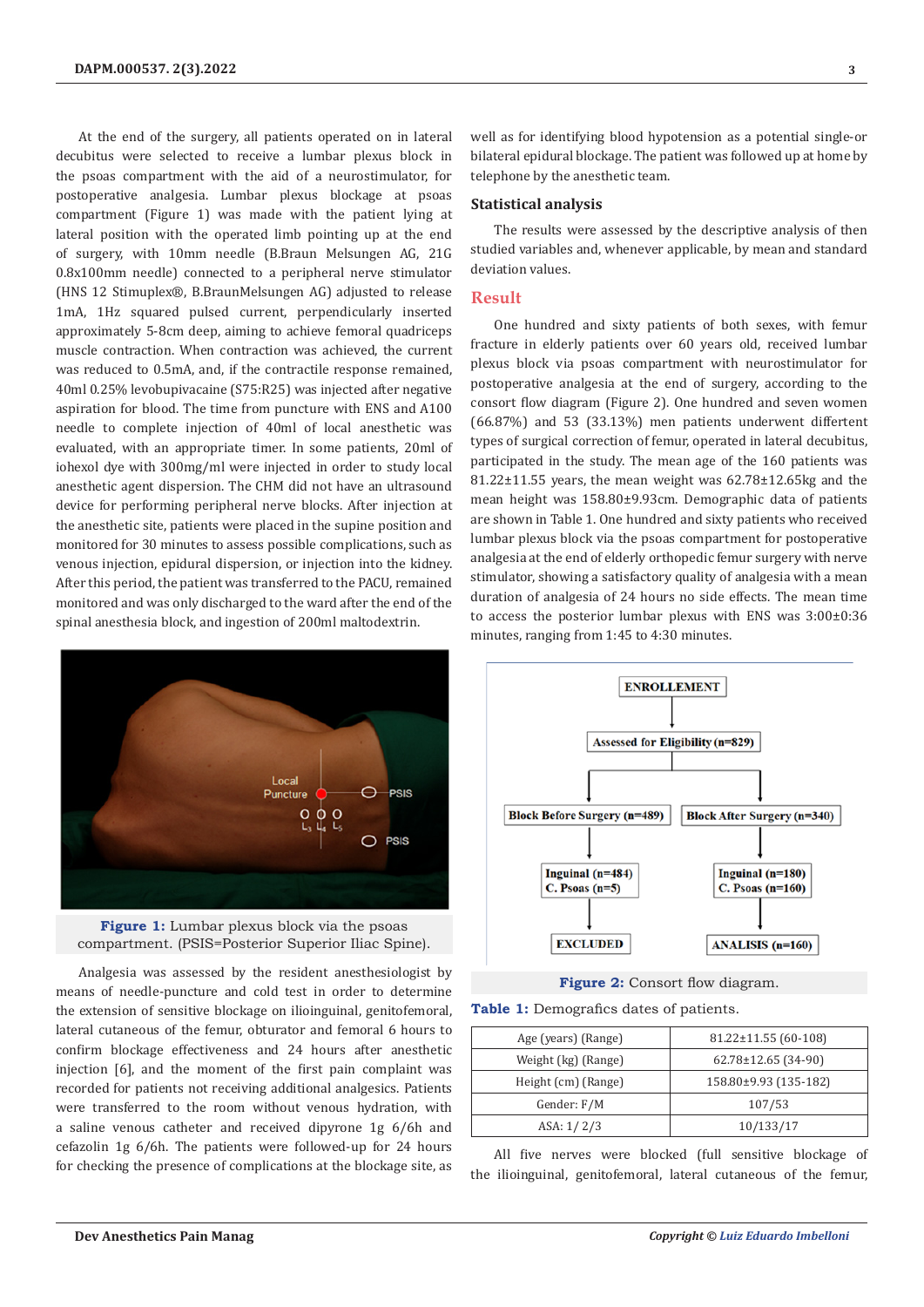At the end of the surgery, all patients operated on in lateral decubitus were selected to receive a lumbar plexus block in the psoas compartment with the aid of a neurostimulator, for postoperative analgesia. Lumbar plexus blockage at psoas compartment (Figure 1) was made with the patient lying at lateral position with the operated limb pointing up at the end of surgery, with 10mm needle (B.Braun Melsungen AG, 21G 0.8x100mm needle) connected to a peripheral nerve stimulator (HNS 12 Stimuplex®, B.BraunMelsungen AG) adjusted to release 1mA, 1Hz squared pulsed current, perpendicularly inserted approximately 5-8cm deep, aiming to achieve femoral quadriceps muscle contraction. When contraction was achieved, the current was reduced to 0.5mA, and, if the contractile response remained, 40ml 0.25% levobupivacaine (S75:R25) was injected after negative aspiration for blood. The time from puncture with ENS and A100 needle to complete injection of 40ml of local anesthetic was evaluated, with an appropriate timer. In some patients, 20ml of iohexol dye with 300mg/ml were injected in order to study local anesthetic agent dispersion. The CHM did not have an ultrasound device for performing peripheral nerve blocks. After injection at the anesthetic site, patients were placed in the supine position and monitored for 30 minutes to assess possible complications, such as venous injection, epidural dispersion, or injection into the kidney. After this period, the patient was transferred to the PACU, remained monitored and was only discharged to the ward after the end of the spinal anesthesia block, and ingestion of 200ml maltodextrin.

**Figure 1:** Lumbar plexus block via the psoas compartment. (PSIS=Posterior Superior Iliac Spine).

Analgesia was assessed by the resident anesthesiologist by means of needle-puncture and cold test in order to determine the extension of sensitive blockage on ilioinguinal, genitofemoral, lateral cutaneous of the femur, obturator and femoral 6 hours to confirm blockage effectiveness and 24 hours after anesthetic injection [6], and the moment of the first pain complaint was recorded for patients not receiving additional analgesics. Patients were transferred to the room without venous hydration, with a saline venous catheter and received dipyrone 1g 6/6h and cefazolin 1g 6/6h. The patients were followed-up for 24 hours for checking the presence of complications at the blockage site, as well as for identifying blood hypotension as a potential single-or bilateral epidural blockage. The patient was followed up at home by telephone by the anesthetic team.

## Statistical analysis

The results were assessed by the descriptive analysis of then studied variables and, whenever applicable, by mean and standard deviation values.

## Result

One hundred and sixty patients of both sexes, with femur fracture in elderly patients over 60 years old, received lumbar plexus block via psoas compartment with neurostimulator for postoperative analgesia at the end of surgery, according to the consort flow diagram (Figure 2). One hundred and seven women (66.87%) and 53 (33.13%) men patients underwent different types of surgical correction of femur, operated in lateral decubitus, participated in the study. The mean age of the 160 patients was 81.22±11.55 years, the mean weight was 62.78±12.65kg and the mean height was 158.80±9.93cm. Demographic data of patients are shown in Table 1. One hundred and sixty patients who received lumbar plexus block via the psoas compartment for postoperative analgesia at the end of elderly orthopedic femur surgery with nerve stimulator, showing a satisfactory quality of analgesia with a mean duration of analgesia of 24 hours no side effects. The mean time to access the posterior lumbar plexus with ENS was 3:00±0:36 minutes, ranging from 1:45 to 4:30 minutes.

**Figure 2:** Consort flow diagram.

**Table 1:** Demografics dates of patients.

| | |
|---|---|
| Age (years) (Range) | 81.22±11.55 (60-108) |
| Weight (kg) (Range) | 62.78±12.65 (34-90) |
| Height (cm) (Range) | 158.80±9.93 (135-182) |
| Gender: F/M | 107/53 |
| ASA: 1/ 2/3 | 10/133/17 |

All five nerves were blocked (full sensitive blockage of the ilioinguinal, genitofemoral, lateral cutaneous of the femur,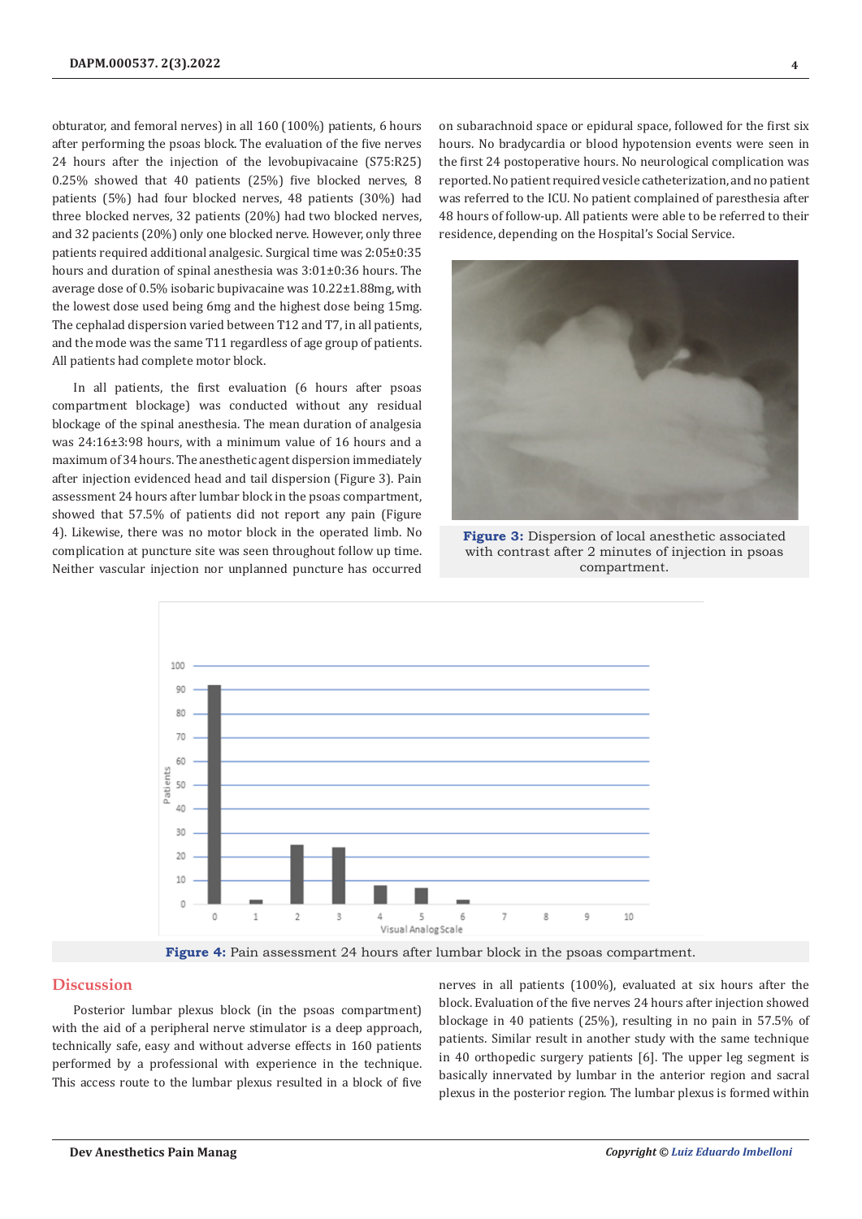obturator, and femoral nerves) in all 160 (100%) patients, 6 hours after performing the psoas block. The evaluation of the five nerves 24 hours after the injection of the levobupivacaine (S75:R25) 0.25% showed that 40 patients (25%) five blocked nerves, 8 patients (5%) had four blocked nerves, 48 patients (30%) had three blocked nerves, 32 patients (20%) had two blocked nerves, and 32 pacients (20%) only one blocked nerve. However, only three patients required additional analgesic. Surgical time was 2:05±0:35 hours and duration of spinal anesthesia was 3:01±0:36 hours. The average dose of 0.5% isobaric bupivacaine was 10.22±1.88mg, with the lowest dose used being 6mg and the highest dose being 15mg. The cephalad dispersion varied between T12 and T7, in all patients, and the mode was the same T11 regardless of age group of patients. All patients had complete motor block.

In all patients, the first evaluation (6 hours after psoas compartment blockage) was conducted without any residual blockage of the spinal anesthesia. The mean duration of analgesia was 24:16±3:98 hours, with a minimum value of 16 hours and a maximum of 34 hours. The anesthetic agent dispersion immediately after injection evidenced head and tail dispersion (Figure 3). Pain assessment 24 hours after lumbar block in the psoas compartment, showed that 57.5% of patients did not report any pain (Figure 4). Likewise, there was no motor block in the operated limb. No complication at puncture site was seen throughout follow up time. Neither vascular injection nor unplanned puncture has occurred on subarachnoid space or epidural space, followed for the first six hours. No bradycardia or blood hypotension events were seen in the first 24 postoperative hours. No neurological complication was reported. No patient required vesicle catheterization, and no patient was referred to the ICU. No patient complained of paresthesia after 48 hours of follow-up. All patients were able to be referred to their residence, depending on the Hospital's Social Service.

**Figure 3:** Dispersion of local anesthetic associated with contrast after 2 minutes of injection in psoas compartment.

**Figure 4:** Pain assessment 24 hours after lumbar block in the psoas compartment.

## Discussion

Posterior lumbar plexus block (in the psoas compartment) with the aid of a peripheral nerve stimulator is a deep approach, technically safe, easy and without adverse effects in 160 patients performed by a professional with experience in the technique. This access route to the lumbar plexus resulted in a block of five nerves in all patients (100%), evaluated at six hours after the block. Evaluation of the five nerves 24 hours after injection showed blockage in 40 patients (25%), resulting in no pain in 57.5% of patients. Similar result in another study with the same technique in 40 orthopedic surgery patients [6]. The upper leg segment is basically innervated by lumbar in the anterior region and sacral plexus in the posterior region. The lumbar plexus is formed within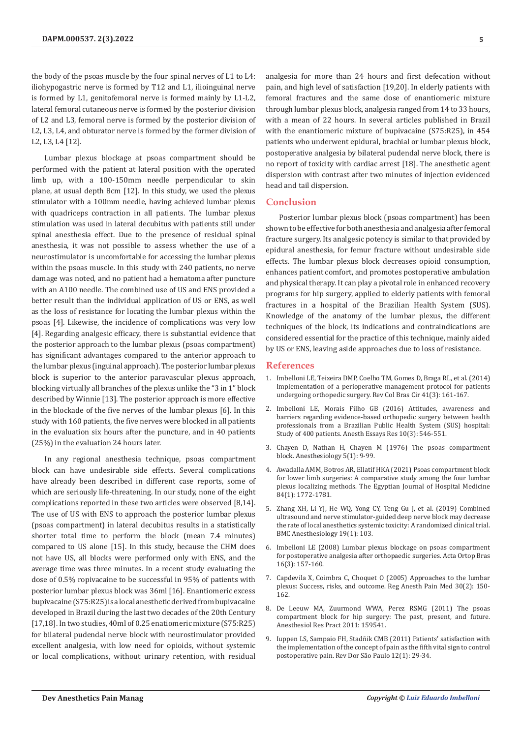the body of the psoas muscle by the four spinal nerves of L1 to L4: iliohypogastric nerve is formed by T12 and L1, ilioinguinal nerve is formed by L1, genitofemoral nerve is formed mainly by L1-L2, lateral femoral cutaneous nerve is formed by the posterior division of L2 and L3, femoral nerve is formed by the posterior division of L2, L3, L4, and obturator nerve is formed by the former division of L2, L3, L4 [12].

Lumbar plexus blockage at psoas compartment should be performed with the patient at lateral position with the operated limb up, with a 100-150mm needle perpendicular to skin plane, at usual depth 8cm [12]. In this study, we used the plexus stimulator with a 100mm needle, having achieved lumbar plexus with quadriceps contraction in all patients. The lumbar plexus stimulation was used in lateral decubitus with patients still under spinal anesthesia effect. Due to the presence of residual spinal anesthesia, it was not possible to assess whether the use of a neurostimulator is uncomfortable for accessing the lumbar plexus within the psoas muscle. In this study with 240 patients, no nerve damage was noted, and no patient had a hematoma after puncture with an A100 needle. The combined use of US and ENS provided a better result than the individual application of US or ENS, as well as the loss of resistance for locating the lumbar plexus within the psoas [4]. Likewise, the incidence of complications was very low [4]. Regarding analgesic efficacy, there is substantial evidence that the posterior approach to the lumbar plexus (psoas compartment) has significant advantages compared to the anterior approach to the lumbar plexus (inguinal approach). The posterior lumbar plexus block is superior to the anterior paravascular plexus approach, blocking virtually all branches of the plexus unlike the "3 in 1" block described by Winnie [13]. The posterior approach is more effective in the blockade of the five nerves of the lumbar plexus [6]. In this study with 160 patients, the five nerves were blocked in all patients in the evaluation six hours after the puncture, and in 40 patients (25%) in the evaluation 24 hours later.

In any regional anesthesia technique, psoas compartment block can have undesirable side effects. Several complications have already been described in different case reports, some of which are seriously life-threatening. In our study, none of the eight complications reported in these two articles were observed [8,14]. The use of US with ENS to approach the posterior lumbar plexus (psoas compartment) in lateral decubitus results in a statistically shorter total time to perform the block (mean 7.4 minutes) compared to US alone [15]. In this study, because the CHM does not have US, all blocks were performed only with ENS, and the average time was three minutes. In a recent study evaluating the dose of 0.5% ropivacaine to be successful in 95% of patients with posterior lumbar plexus block was 36ml [16]. Enantiomeric excess bupivacaine (S75:R25) is a local anesthetic derived from bupivacaine developed in Brazil during the last two decades of the 20th Century [17,18]. In two studies, 40ml of 0.25 enatiomeric mixture (S75:R25) for bilateral pudendal nerve block with neurostimulator provided excellent analgesia, with low need for opioids, without systemic or local complications, without urinary retention, with residual analgesia for more than 24 hours and first defecation without pain, and high level of satisfaction [19,20]. In elderly patients with femoral fractures and the same dose of enantiomeric mixture through lumbar plexus block, analgesia ranged from 14 to 33 hours, with a mean of 22 hours. In several articles published in Brazil with the enantiomeric mixture of bupivacaine (S75:R25), in 454 patients who underwent epidural, brachial or lumbar plexus block, postoperative analgesia by bilateral pudendal nerve block, there is no report of toxicity with cardiac arrest [18]. The anesthetic agent dispersion with contrast after two minutes of injection evidenced head and tail dispersion.

## Conclusion

Posterior lumbar plexus block (psoas compartment) has been shown to be effective for both anesthesia and analgesia after femoral fracture surgery. Its analgesic potency is similar to that provided by epidural anesthesia, for femur fracture without undesirable side effects. The lumbar plexus block decreases opioid consumption, enhances patient comfort, and promotes postoperative ambulation and physical therapy. It can play a pivotal role in enhanced recovery programs for hip surgery, applied to elderly patients with femoral fractures in a hospital of the Brazilian Health System (SUS). Knowledge of the anatomy of the lumbar plexus, the different techniques of the block, its indications and contraindications are considered essential for the practice of this technique, mainly aided by US or ENS, leaving aside approaches due to loss of resistance.

## References

1. Imbelloni LE, Teixeira DMP, Coelho TM, Gomes D, Braga RL, et al. (2014) Implementation of a perioperative management protocol for patients undergoing orthopedic surgery. Rev Col Bras Cir 41(3): 161-167.
2. Imbelloni LE, Morais Filho GB (2016) Attitudes, awareness and barriers regarding evidence-based orthopedic surgery between health professionals from a Brazilian Public Health System (SUS) hospital: Study of 400 patients. Anesth Essays Res 10(3): 546-551.
3. Chayen D, Nathan H, Chayen M (1976) The psoas compartment block. Anesthesiology 5(1): 9-99.
4. Awadalla AMM, Botros AR, Ellatif HKA (2021) Psoas compartment block for lower limb surgeries: A comparative study among the four lumbar plexus localizing methods. The Egyptian Journal of Hospital Medicine 84(1): 1772-1781.
5. Zhang XH, Li YJ, He WQ, Yong CY, Teng Gu J, et al. (2019) Combined ultrasound and nerve stimulator-guided deep nerve block may decrease the rate of local anesthetics systemic toxicity: A randomized clinical trial. BMC Anesthesiology 19(1): 103.
6. Imbelloni LE (2008) Lumbar plexus blockage on psoas compartment for postoperative analgesia after orthopaedic surgeries. Acta Ortop Bras 16(3): 157-160.
7. Capdevila X, Coimbra C, Choquet O (2005) Approaches to the lumbar plexus: Success, risks, and outcome. Reg Anesth Pain Med 30(2): 150-162.
8. De Leeuw MA, Zuurmond WWA, Perez RSMG (2011) The psoas compartment block for hip surgery: The past, present, and future. Anesthesiol Res Pract 2011: 159541.
9. Iuppen LS, Sampaio FH, Stadñik CMB (2011) Patients' satisfaction with the implementation of the concept of pain as the fifth vital sign to control postoperative pain. Rev Dor São Paulo 12(1): 29-34.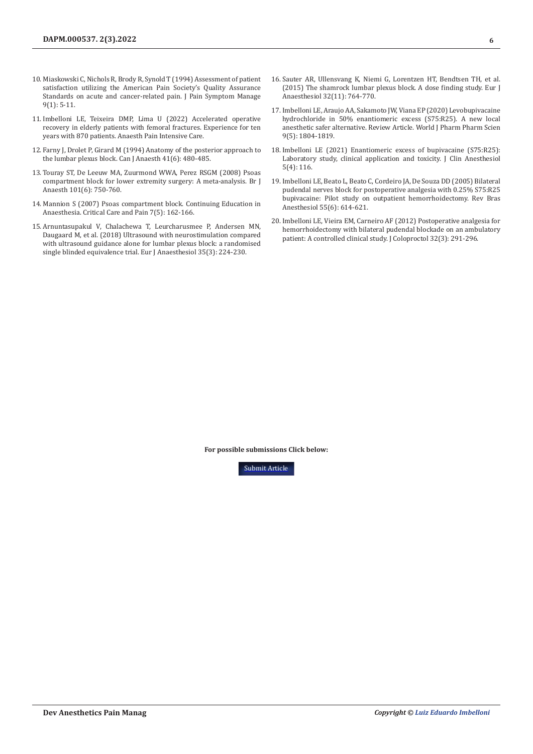10. Miaskowski C, Nichols R, Brody R, Synold T (1994) Assessment of patient satisfaction utilizing the American Pain Society's Quality Assurance Standards on acute and cancer-related pain. J Pain Symptom Manage 9(1): 5-11.
11. Imbelloni LE, Teixeira DMP, Lima U (2022) Accelerated operative recovery in elderly patients with femoral fractures. Experience for ten years with 870 patients. Anaesth Pain Intensive Care.
12. Farny J, Drolet P, Girard M (1994) Anatomy of the posterior approach to the lumbar plexus block. Can J Anaesth 41(6): 480-485.
13. Touray ST, De Leeuw MA, Zuurmond WWA, Perez RSGM (2008) Psoas compartment block for lower extremity surgery: A meta-analysis. Br J Anaesth 101(6): 750-760.
14. Mannion S (2007) Psoas compartment block. Continuing Education in Anaesthesia. Critical Care and Pain 7(5): 162-166.
15. Arnuntasupakul V, Chalachewa T, Leurcharusmee P, Andersen MN, Daugaard M, et al. (2018) Ultrasound with neurostimulation compared with ultrasound guidance alone for lumbar plexus block: a randomised single blinded equivalence trial. Eur J Anaesthesiol 35(3): 224-230.
16. Sauter AR, Ullensvang K, Niemi G, Lorentzen HT, Bendtsen TH, et al. (2015) The shamrock lumbar plexus block. A dose finding study. Eur J Anaesthesiol 32(11): 764-770.
17. Imbelloni LE, Araujo AA, Sakamoto JW, Viana EP (2020) Levobupivacaine hydrochloride in 50% enantiomeric excess (S75:R25). A new local anesthetic safer alternative. Review Article. World J Pharm Pharm Scien 9(5): 1804-1819.
18. Imbelloni LE (2021) Enantiomeric excess of bupivacaine (S75:R25): Laboratory study, clinical application and toxicity. J Clin Anesthesiol 5(4): 116.
19. Imbelloni LE, Beato L, Beato C, Cordeiro JA, De Souza DD (2005) Bilateral pudendal nerves block for postoperative analgesia with 0.25% S75:R25 bupivacaine: Pilot study on outpatient hemorrhoidectomy. Rev Bras Anesthesiol 55(6): 614-621.
20. Imbelloni LE, Vieira EM, Carneiro AF (2012) Postoperative analgesia for hemorrhoidectomy with bilateral pudendal blockade on an ambulatory patient: A controlled clinical study. J Coloproctol 32(3): 291-296.

**For possible submissions Click below:**

Submit Article